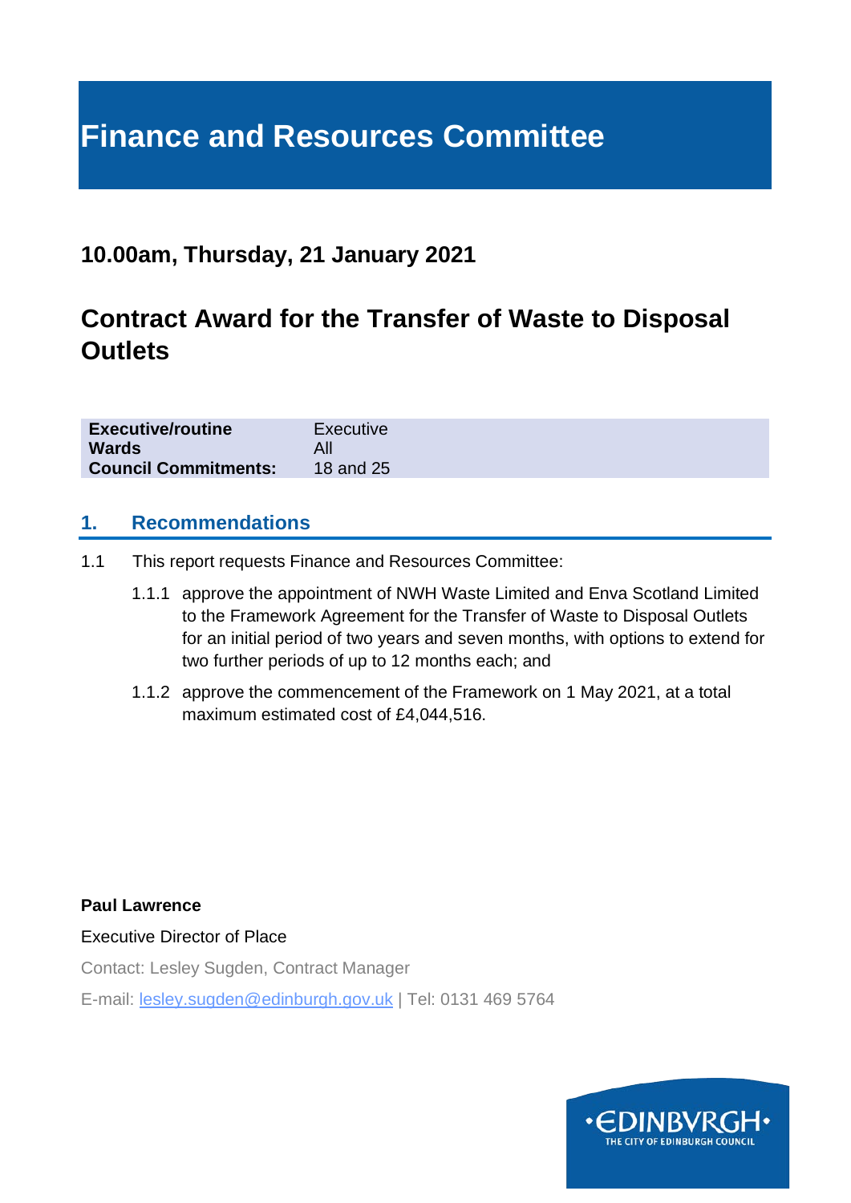# Finance and Resources Committee

## 10.00am, Thursday, 21 January 2021

## Contract Award for the Transfer of Waste to Disposal Outlets

| | |
|---|---|
| **Executive/routine** | Executive |
| **Wards** | All |
| **Council Commitments:** | 18 and 25 |

### 1. Recommendations

1.1 This report requests Finance and Resources Committee:

1.1.1 approve the appointment of NWH Waste Limited and Enva Scotland Limited to the Framework Agreement for the Transfer of Waste to Disposal Outlets for an initial period of two years and seven months, with options to extend for two further periods of up to 12 months each; and

1.1.2 approve the commencement of the Framework on 1 May 2021, at a total maximum estimated cost of £4,044,516.

**Paul Lawrence**

Executive Director of Place

Contact: Lesley Sugden, Contract Manager

E-mail: lesley.sugden@edinburgh.gov.uk | Tel: 0131 469 5764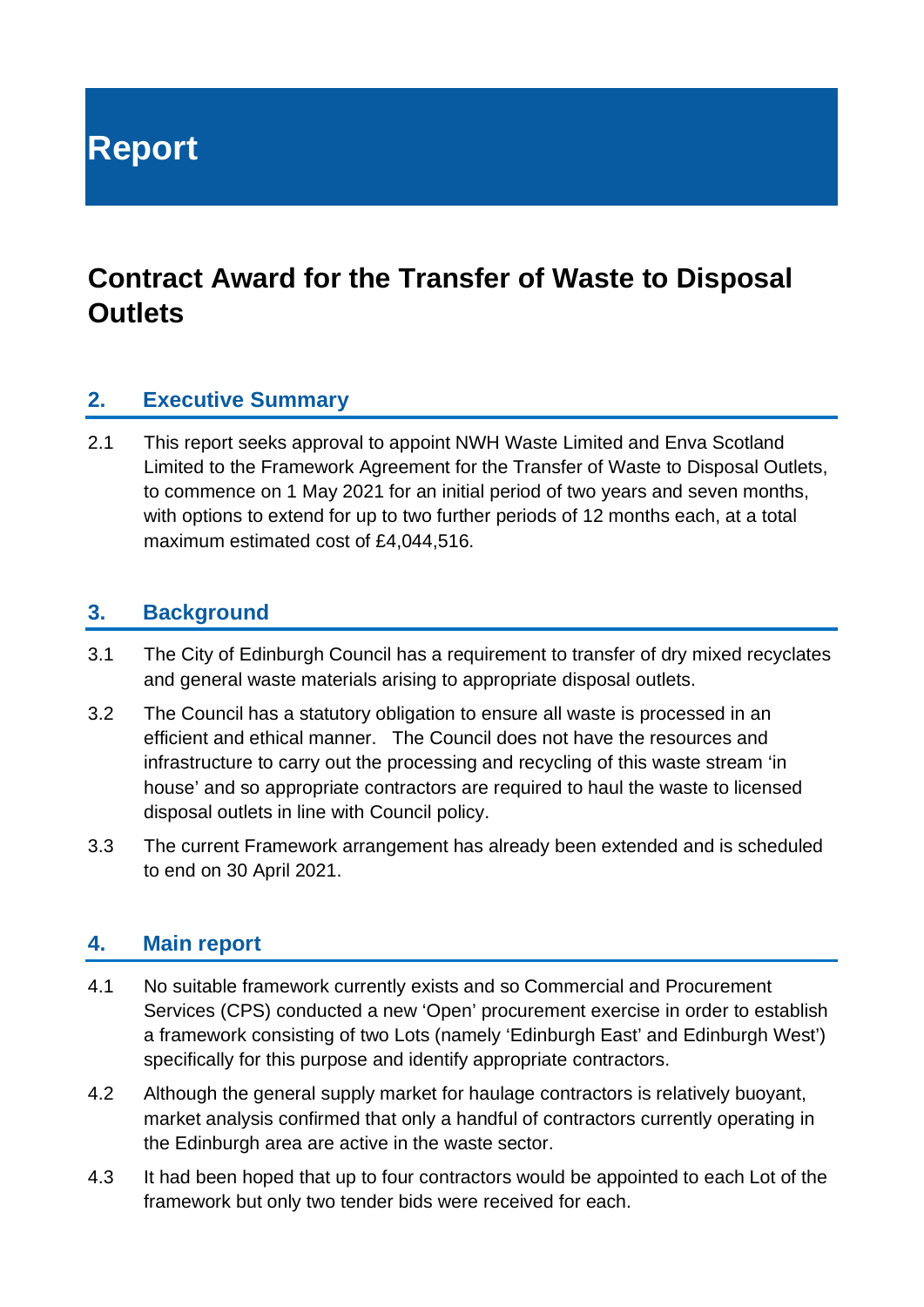# Report

## Contract Award for the Transfer of Waste to Disposal Outlets

### 2. Executive Summary

2.1 This report seeks approval to appoint NWH Waste Limited and Enva Scotland Limited to the Framework Agreement for the Transfer of Waste to Disposal Outlets, to commence on 1 May 2021 for an initial period of two years and seven months, with options to extend for up to two further periods of 12 months each, at a total maximum estimated cost of £4,044,516.

### 3. Background

3.1 The City of Edinburgh Council has a requirement to transfer of dry mixed recyclates and general waste materials arising to appropriate disposal outlets.

3.2 The Council has a statutory obligation to ensure all waste is processed in an efficient and ethical manner. The Council does not have the resources and infrastructure to carry out the processing and recycling of this waste stream 'in house' and so appropriate contractors are required to haul the waste to licensed disposal outlets in line with Council policy.

3.3 The current Framework arrangement has already been extended and is scheduled to end on 30 April 2021.

### 4. Main report

4.1 No suitable framework currently exists and so Commercial and Procurement Services (CPS) conducted a new 'Open' procurement exercise in order to establish a framework consisting of two Lots (namely 'Edinburgh East' and Edinburgh West') specifically for this purpose and identify appropriate contractors.

4.2 Although the general supply market for haulage contractors is relatively buoyant, market analysis confirmed that only a handful of contractors currently operating in the Edinburgh area are active in the waste sector.

4.3 It had been hoped that up to four contractors would be appointed to each Lot of the framework but only two tender bids were received for each.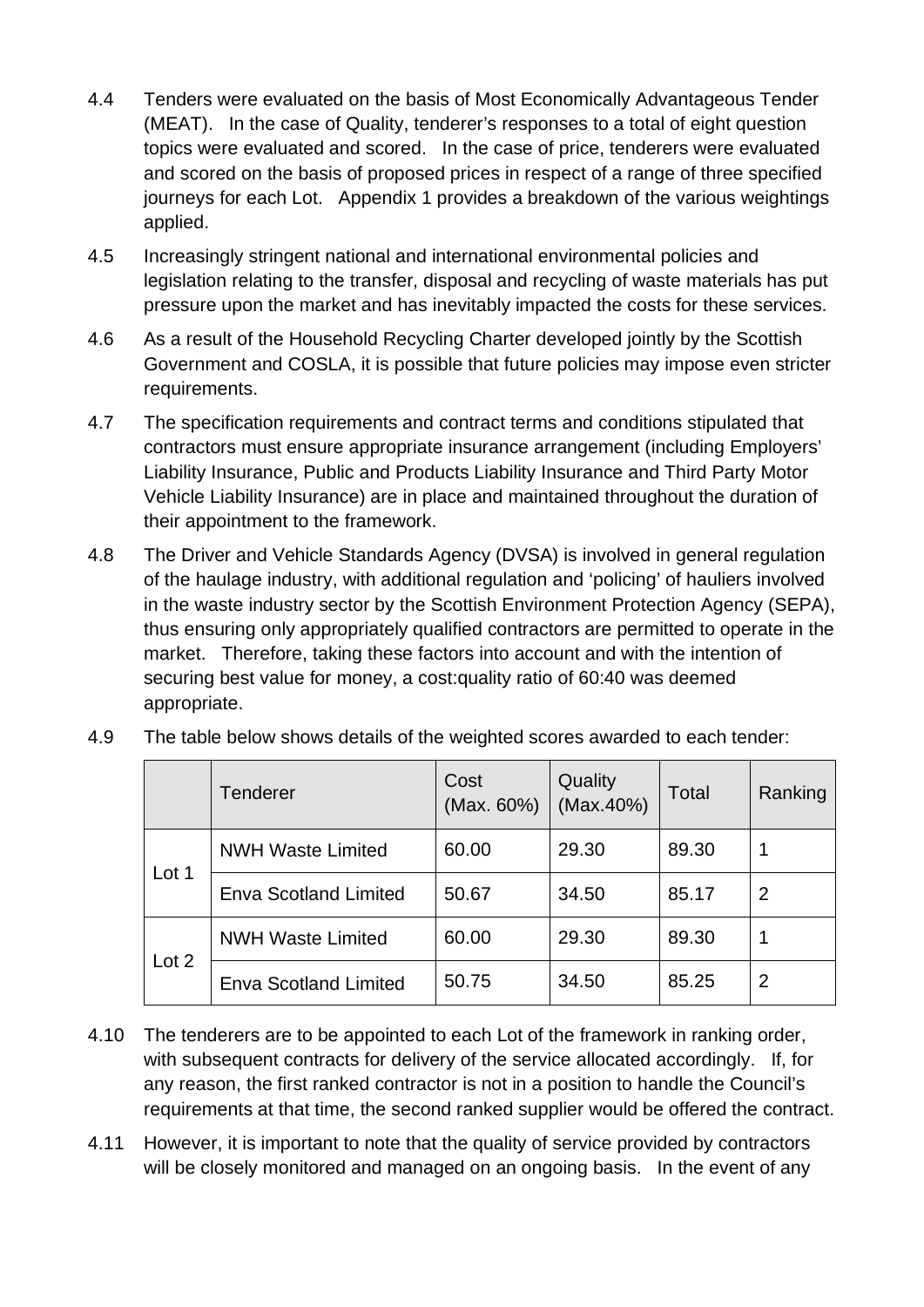4.4 Tenders were evaluated on the basis of Most Economically Advantageous Tender (MEAT). In the case of Quality, tenderer's responses to a total of eight question topics were evaluated and scored. In the case of price, tenderers were evaluated and scored on the basis of proposed prices in respect of a range of three specified journeys for each Lot. Appendix 1 provides a breakdown of the various weightings applied.

4.5 Increasingly stringent national and international environmental policies and legislation relating to the transfer, disposal and recycling of waste materials has put pressure upon the market and has inevitably impacted the costs for these services.

4.6 As a result of the Household Recycling Charter developed jointly by the Scottish Government and COSLA, it is possible that future policies may impose even stricter requirements.

4.7 The specification requirements and contract terms and conditions stipulated that contractors must ensure appropriate insurance arrangement (including Employers' Liability Insurance, Public and Products Liability Insurance and Third Party Motor Vehicle Liability Insurance) are in place and maintained throughout the duration of their appointment to the framework.

4.8 The Driver and Vehicle Standards Agency (DVSA) is involved in general regulation of the haulage industry, with additional regulation and 'policing' of hauliers involved in the waste industry sector by the Scottish Environment Protection Agency (SEPA), thus ensuring only appropriately qualified contractors are permitted to operate in the market. Therefore, taking these factors into account and with the intention of securing best value for money, a cost:quality ratio of 60:40 was deemed appropriate.

4.9 The table below shows details of the weighted scores awarded to each tender:

| | Tenderer | Cost (Max. 60%) | Quality (Max.40%) | Total | Ranking |
|---|---|---|---|---|---|
| Lot 1 | NWH Waste Limited | 60.00 | 29.30 | 89.30 | 1 |
| | Enva Scotland Limited | 50.67 | 34.50 | 85.17 | 2 |
| Lot 2 | NWH Waste Limited | 60.00 | 29.30 | 89.30 | 1 |
| | Enva Scotland Limited | 50.75 | 34.50 | 85.25 | 2 |

4.10 The tenderers are to be appointed to each Lot of the framework in ranking order, with subsequent contracts for delivery of the service allocated accordingly. If, for any reason, the first ranked contractor is not in a position to handle the Council's requirements at that time, the second ranked supplier would be offered the contract.

4.11 However, it is important to note that the quality of service provided by contractors will be closely monitored and managed on an ongoing basis. In the event of any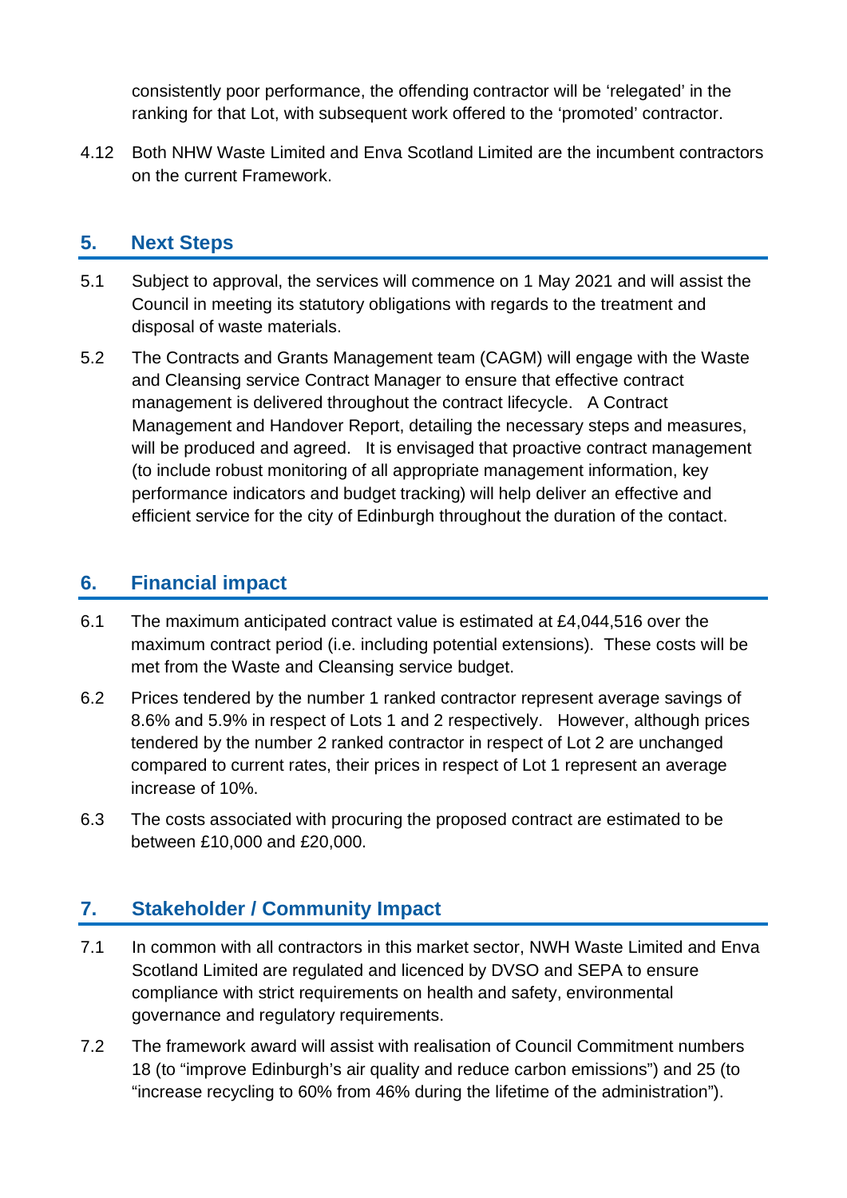consistently poor performance, the offending contractor will be 'relegated' in the ranking for that Lot, with subsequent work offered to the 'promoted' contractor.

4.12 Both NHW Waste Limited and Enva Scotland Limited are the incumbent contractors on the current Framework.

## 5. Next Steps

5.1 Subject to approval, the services will commence on 1 May 2021 and will assist the Council in meeting its statutory obligations with regards to the treatment and disposal of waste materials.

5.2 The Contracts and Grants Management team (CAGM) will engage with the Waste and Cleansing service Contract Manager to ensure that effective contract management is delivered throughout the contract lifecycle. A Contract Management and Handover Report, detailing the necessary steps and measures, will be produced and agreed. It is envisaged that proactive contract management (to include robust monitoring of all appropriate management information, key performance indicators and budget tracking) will help deliver an effective and efficient service for the city of Edinburgh throughout the duration of the contact.

## 6. Financial impact

6.1 The maximum anticipated contract value is estimated at £4,044,516 over the maximum contract period (i.e. including potential extensions). These costs will be met from the Waste and Cleansing service budget.

6.2 Prices tendered by the number 1 ranked contractor represent average savings of 8.6% and 5.9% in respect of Lots 1 and 2 respectively. However, although prices tendered by the number 2 ranked contractor in respect of Lot 2 are unchanged compared to current rates, their prices in respect of Lot 1 represent an average increase of 10%.

6.3 The costs associated with procuring the proposed contract are estimated to be between £10,000 and £20,000.

## 7. Stakeholder / Community Impact

7.1 In common with all contractors in this market sector, NWH Waste Limited and Enva Scotland Limited are regulated and licenced by DVSO and SEPA to ensure compliance with strict requirements on health and safety, environmental governance and regulatory requirements.

7.2 The framework award will assist with realisation of Council Commitment numbers 18 (to "improve Edinburgh's air quality and reduce carbon emissions") and 25 (to "increase recycling to 60% from 46% during the lifetime of the administration").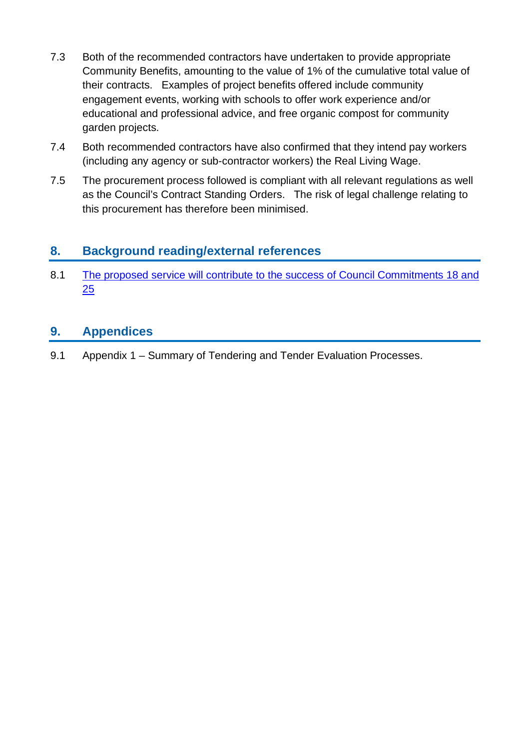7.3 Both of the recommended contractors have undertaken to provide appropriate Community Benefits, amounting to the value of 1% of the cumulative total value of their contracts. Examples of project benefits offered include community engagement events, working with schools to offer work experience and/or educational and professional advice, and free organic compost for community garden projects.

7.4 Both recommended contractors have also confirmed that they intend pay workers (including any agency or sub-contractor workers) the Real Living Wage.

7.5 The procurement process followed is compliant with all relevant regulations as well as the Council's Contract Standing Orders. The risk of legal challenge relating to this procurement has therefore been minimised.

## 8. Background reading/external references

8.1 The proposed service will contribute to the success of Council Commitments 18 and 25

## 9. Appendices

9.1 Appendix 1 – Summary of Tendering and Tender Evaluation Processes.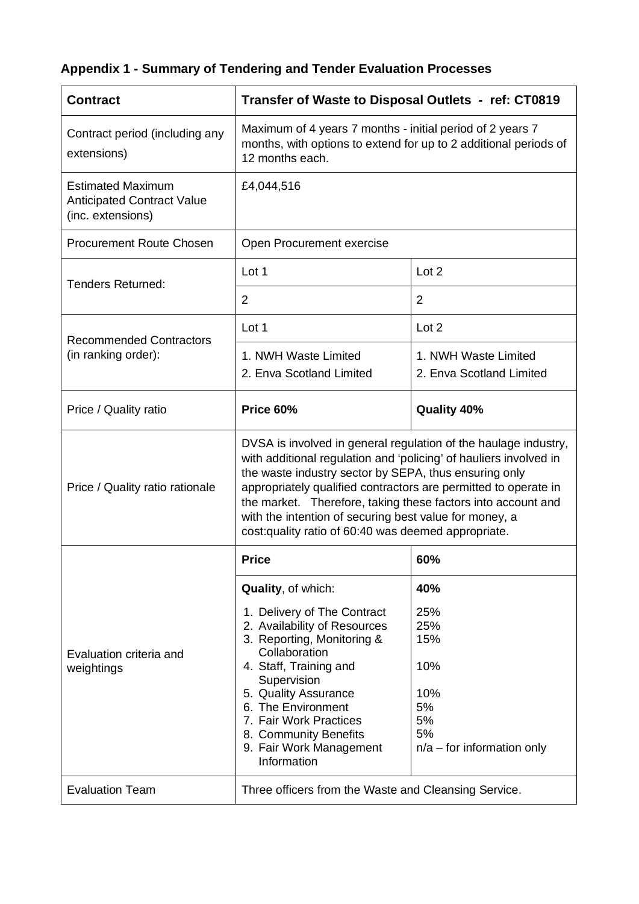## Appendix 1 - Summary of Tendering and Tender Evaluation Processes

| | | |
|---|---|---|
| **Contract** | **Transfer of Waste to Disposal Outlets - ref: CT0819** | |
| Contract period (including any extensions) | Maximum of 4 years 7 months - initial period of 2 years 7 months, with options to extend for up to 2 additional periods of 12 months each. | |
| Estimated Maximum Anticipated Contract Value (inc. extensions) | £4,044,516 | |
| Procurement Route Chosen | Open Procurement exercise | |
| Tenders Returned: | Lot 1 | Lot 2 |
| | 2 | 2 |
| Recommended Contractors (in ranking order): | Lot 1 | Lot 2 |
| | 1. NWH Waste Limited<br>2. Enva Scotland Limited | 1. NWH Waste Limited<br>2. Enva Scotland Limited |
| Price / Quality ratio | **Price 60%** | **Quality 40%** |
| Price / Quality ratio rationale | DVSA is involved in general regulation of the haulage industry, with additional regulation and 'policing' of hauliers involved in the waste industry sector by SEPA, thus ensuring only appropriately qualified contractors are permitted to operate in the market. Therefore, taking these factors into account and with the intention of securing best value for money, a cost:quality ratio of 60:40 was deemed appropriate. | |
| Evaluation criteria and weightings | **Price** | **60%** |
| | **Quality**, of which:<br>1. Delivery of The Contract<br>2. Availability of Resources<br>3. Reporting, Monitoring & Collaboration<br>4. Staff, Training and Supervision<br>5. Quality Assurance<br>6. The Environment<br>7. Fair Work Practices<br>8. Community Benefits<br>9. Fair Work Management Information | **40%**<br>25%<br>25%<br>15%<br>10%<br>10%<br>5%<br>5%<br>5%<br>n/a – for information only |
| Evaluation Team | Three officers from the Waste and Cleansing Service. | |